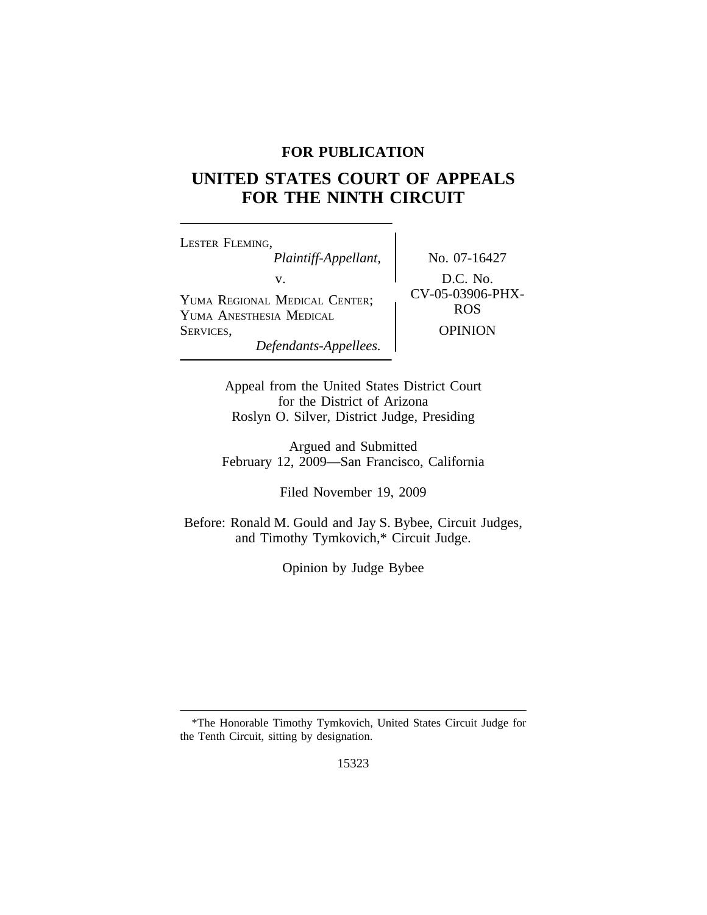**FOR PUBLICATION**

# UNITED STATES COURT OF APPEALS FOR THE NINTH CIRCUIT

| | |
|---|---|
| LESTER FLEMING, *Plaintiff-Appellant,* v. YUMA REGIONAL MEDICAL CENTER; YUMA ANESTHESIA MEDICAL SERVICES, *Defendants-Appellees.* | No. 07-16427 D.C. No. CV-05-03906-PHX-ROS OPINION |

Appeal from the United States District Court
for the District of Arizona
Roslyn O. Silver, District Judge, Presiding

Argued and Submitted
February 12, 2009—San Francisco, California

Filed November 19, 2009

Before: Ronald M. Gould and Jay S. Bybee, Circuit Judges,
and Timothy Tymkovich,* Circuit Judge.

Opinion by Judge Bybee

---

*The Honorable Timothy Tymkovich, United States Circuit Judge for the Tenth Circuit, sitting by designation.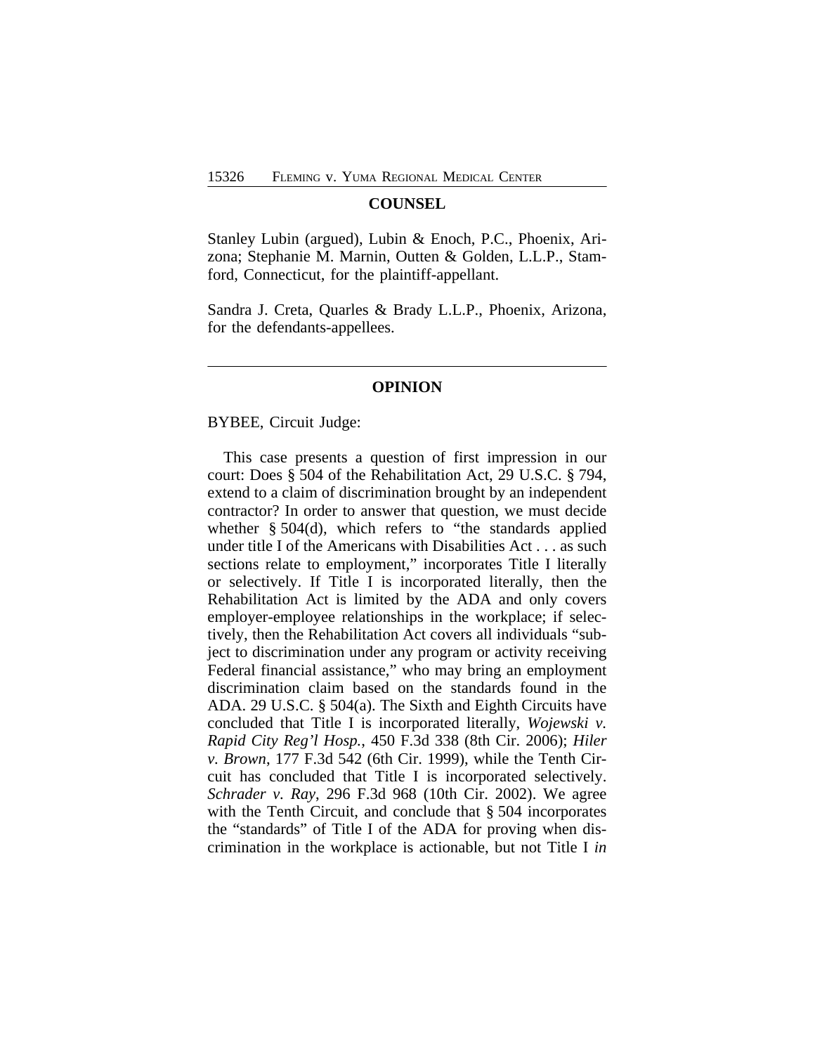## COUNSEL

Stanley Lubin (argued), Lubin & Enoch, P.C., Phoenix, Arizona; Stephanie M. Marnin, Outten & Golden, L.L.P., Stamford, Connecticut, for the plaintiff-appellant.

Sandra J. Creta, Quarles & Brady L.L.P., Phoenix, Arizona, for the defendants-appellees.

---

## OPINION

BYBEE, Circuit Judge:

This case presents a question of first impression in our court: Does § 504 of the Rehabilitation Act, 29 U.S.C. § 794, extend to a claim of discrimination brought by an independent contractor? In order to answer that question, we must decide whether § 504(d), which refers to "the standards applied under title I of the Americans with Disabilities Act . . . as such sections relate to employment," incorporates Title I literally or selectively. If Title I is incorporated literally, then the Rehabilitation Act is limited by the ADA and only covers employer-employee relationships in the workplace; if selectively, then the Rehabilitation Act covers all individuals "subject to discrimination under any program or activity receiving Federal financial assistance," who may bring an employment discrimination claim based on the standards found in the ADA. 29 U.S.C. § 504(a). The Sixth and Eighth Circuits have concluded that Title I is incorporated literally, *Wojewski v. Rapid City Reg'l Hosp.*, 450 F.3d 338 (8th Cir. 2006); *Hiler v. Brown*, 177 F.3d 542 (6th Cir. 1999), while the Tenth Circuit has concluded that Title I is incorporated selectively. *Schrader v. Ray*, 296 F.3d 968 (10th Cir. 2002). We agree with the Tenth Circuit, and conclude that § 504 incorporates the "standards" of Title I of the ADA for proving when discrimination in the workplace is actionable, but not Title I *in*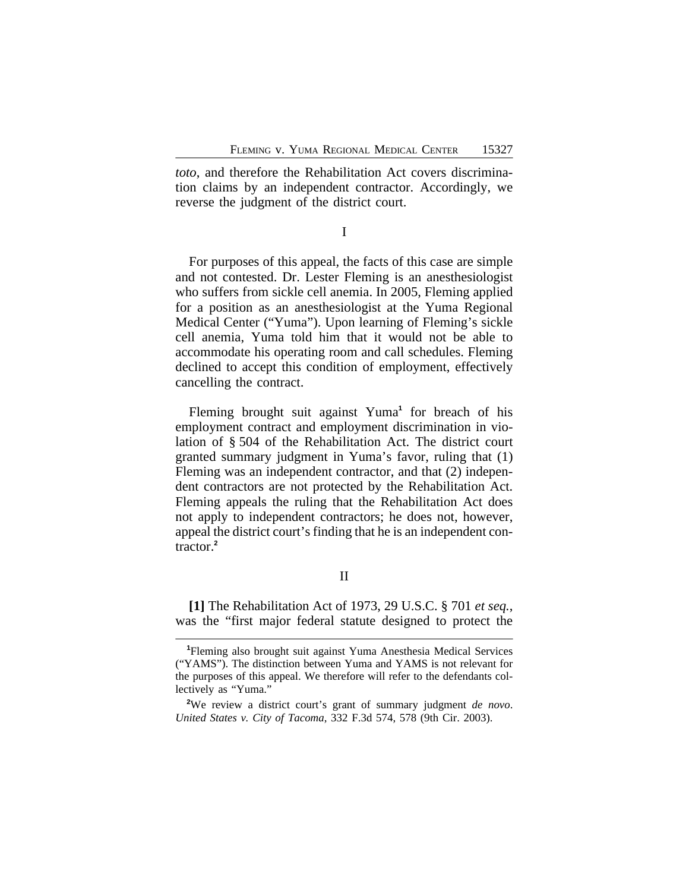*toto*, and therefore the Rehabilitation Act covers discrimination claims by an independent contractor. Accordingly, we reverse the judgment of the district court.

## I

For purposes of this appeal, the facts of this case are simple and not contested. Dr. Lester Fleming is an anesthesiologist who suffers from sickle cell anemia. In 2005, Fleming applied for a position as an anesthesiologist at the Yuma Regional Medical Center ("Yuma"). Upon learning of Fleming's sickle cell anemia, Yuma told him that it would not be able to accommodate his operating room and call schedules. Fleming declined to accept this condition of employment, effectively cancelling the contract.

Fleming brought suit against Yuma[1] for breach of his employment contract and employment discrimination in violation of § 504 of the Rehabilitation Act. The district court granted summary judgment in Yuma's favor, ruling that (1) Fleming was an independent contractor, and that (2) independent contractors are not protected by the Rehabilitation Act. Fleming appeals the ruling that the Rehabilitation Act does not apply to independent contractors; he does not, however, appeal the district court's finding that he is an independent contractor.[2]

## II

**[1]** The Rehabilitation Act of 1973, 29 U.S.C. § 701 *et seq.*, was the "first major federal statute designed to protect the

---

[1]Fleming also brought suit against Yuma Anesthesia Medical Services ("YAMS"). The distinction between Yuma and YAMS is not relevant for the purposes of this appeal. We therefore will refer to the defendants collectively as "Yuma."

[2]We review a district court's grant of summary judgment *de novo*. *United States v. City of Tacoma*, 332 F.3d 574, 578 (9th Cir. 2003).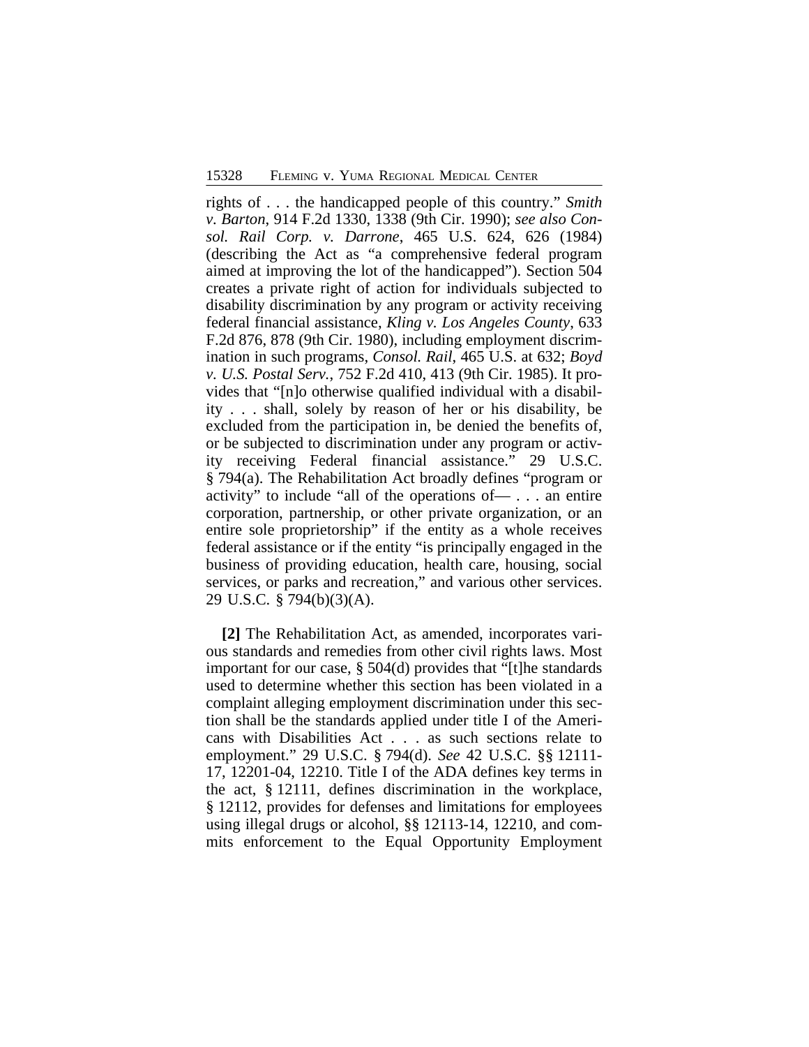rights of . . . the handicapped people of this country." *Smith v. Barton*, 914 F.2d 1330, 1338 (9th Cir. 1990); *see also Consol. Rail Corp. v. Darrone*, 465 U.S. 624, 626 (1984) (describing the Act as "a comprehensive federal program aimed at improving the lot of the handicapped"). Section 504 creates a private right of action for individuals subjected to disability discrimination by any program or activity receiving federal financial assistance, *Kling v. Los Angeles County*, 633 F.2d 876, 878 (9th Cir. 1980), including employment discrimination in such programs, *Consol. Rail*, 465 U.S. at 632; *Boyd v. U.S. Postal Serv.*, 752 F.2d 410, 413 (9th Cir. 1985). It provides that "[n]o otherwise qualified individual with a disability . . . shall, solely by reason of her or his disability, be excluded from the participation in, be denied the benefits of, or be subjected to discrimination under any program or activity receiving Federal financial assistance." 29 U.S.C. § 794(a). The Rehabilitation Act broadly defines "program or activity" to include "all of the operations of— . . . an entire corporation, partnership, or other private organization, or an entire sole proprietorship" if the entity as a whole receives federal assistance or if the entity "is principally engaged in the business of providing education, health care, housing, social services, or parks and recreation," and various other services. 29 U.S.C. § 794(b)(3)(A).

**[2]** The Rehabilitation Act, as amended, incorporates various standards and remedies from other civil rights laws. Most important for our case, § 504(d) provides that "[t]he standards used to determine whether this section has been violated in a complaint alleging employment discrimination under this section shall be the standards applied under title I of the Americans with Disabilities Act . . . as such sections relate to employment." 29 U.S.C. § 794(d). *See* 42 U.S.C. §§ 12111-17, 12201-04, 12210. Title I of the ADA defines key terms in the act, § 12111, defines discrimination in the workplace, § 12112, provides for defenses and limitations for employees using illegal drugs or alcohol, §§ 12113-14, 12210, and commits enforcement to the Equal Opportunity Employment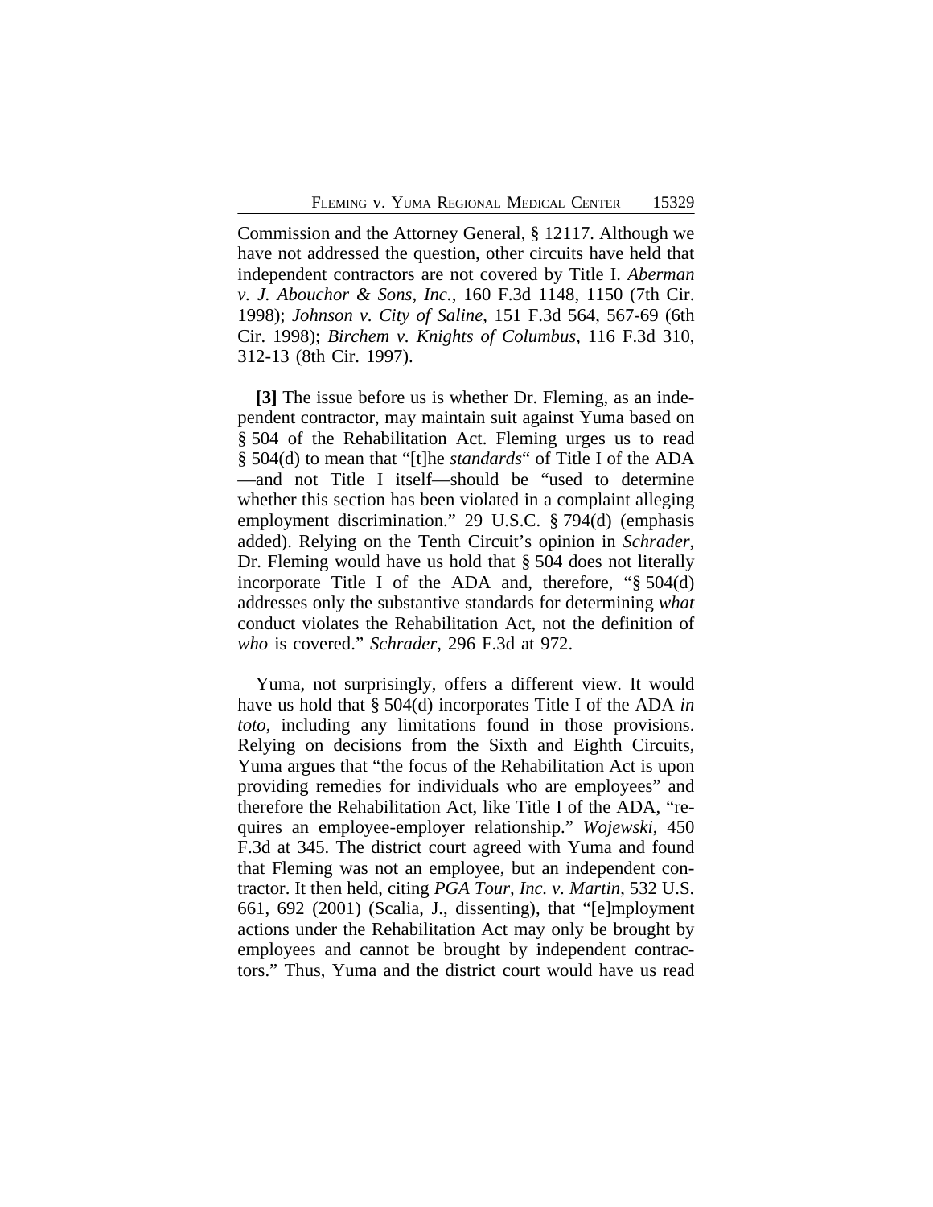Commission and the Attorney General, § 12117. Although we have not addressed the question, other circuits have held that independent contractors are not covered by Title I. *Aberman v. J. Abouchor & Sons, Inc.*, 160 F.3d 1148, 1150 (7th Cir. 1998); *Johnson v. City of Saline*, 151 F.3d 564, 567-69 (6th Cir. 1998); *Birchem v. Knights of Columbus*, 116 F.3d 310, 312-13 (8th Cir. 1997).

**[3]** The issue before us is whether Dr. Fleming, as an independent contractor, may maintain suit against Yuma based on § 504 of the Rehabilitation Act. Fleming urges us to read § 504(d) to mean that "[t]he *standards*" of Title I of the ADA —and not Title I itself—should be "used to determine whether this section has been violated in a complaint alleging employment discrimination." 29 U.S.C. § 794(d) (emphasis added). Relying on the Tenth Circuit's opinion in *Schrader*, Dr. Fleming would have us hold that § 504 does not literally incorporate Title I of the ADA and, therefore, "§ 504(d) addresses only the substantive standards for determining *what* conduct violates the Rehabilitation Act, not the definition of *who* is covered." *Schrader*, 296 F.3d at 972.

Yuma, not surprisingly, offers a different view. It would have us hold that § 504(d) incorporates Title I of the ADA *in toto*, including any limitations found in those provisions. Relying on decisions from the Sixth and Eighth Circuits, Yuma argues that "the focus of the Rehabilitation Act is upon providing remedies for individuals who are employees" and therefore the Rehabilitation Act, like Title I of the ADA, "requires an employee-employer relationship." *Wojewski*, 450 F.3d at 345. The district court agreed with Yuma and found that Fleming was not an employee, but an independent contractor. It then held, citing *PGA Tour, Inc. v. Martin*, 532 U.S. 661, 692 (2001) (Scalia, J., dissenting), that "[e]mployment actions under the Rehabilitation Act may only be brought by employees and cannot be brought by independent contractors." Thus, Yuma and the district court would have us read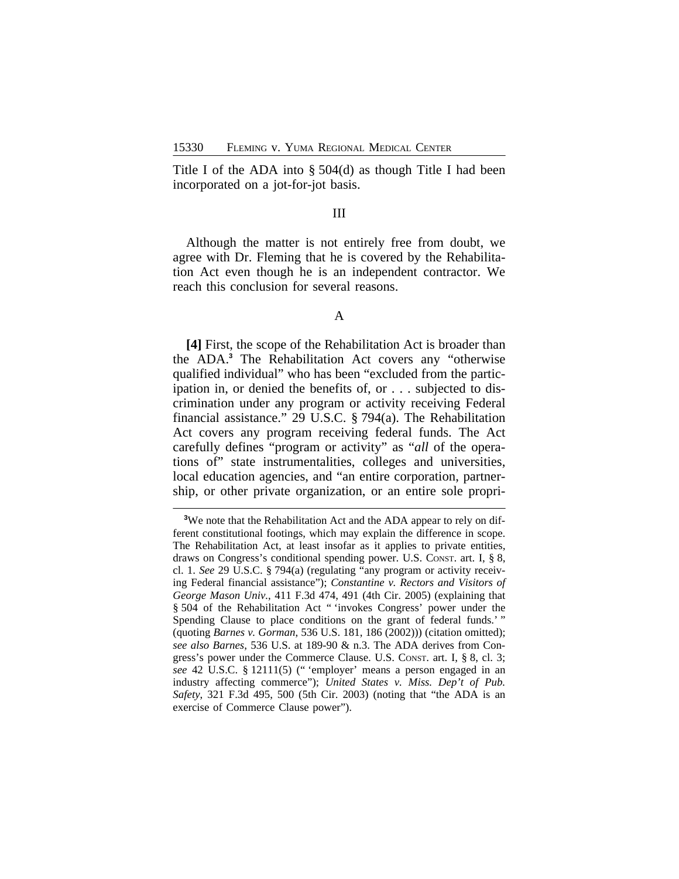Title I of the ADA into § 504(d) as though Title I had been incorporated on a jot-for-jot basis.

### III

Although the matter is not entirely free from doubt, we agree with Dr. Fleming that he is covered by the Rehabilitation Act even though he is an independent contractor. We reach this conclusion for several reasons.

### A

**[4]** First, the scope of the Rehabilitation Act is broader than the ADA.[3] The Rehabilitation Act covers any "otherwise qualified individual" who has been "excluded from the participation in, or denied the benefits of, or . . . subjected to discrimination under any program or activity receiving Federal financial assistance." 29 U.S.C. § 794(a). The Rehabilitation Act covers any program receiving federal funds. The Act carefully defines "program or activity" as "*all* of the operations of" state instrumentalities, colleges and universities, local education agencies, and "an entire corporation, partnership, or other private organization, or an entire sole propri-

---

[3]We note that the Rehabilitation Act and the ADA appear to rely on different constitutional footings, which may explain the difference in scope. The Rehabilitation Act, at least insofar as it applies to private entities, draws on Congress's conditional spending power. U.S. CONST. art. I, § 8, cl. 1. *See* 29 U.S.C. § 794(a) (regulating "any program or activity receiving Federal financial assistance"); *Constantine v. Rectors and Visitors of George Mason Univ.*, 411 F.3d 474, 491 (4th Cir. 2005) (explaining that § 504 of the Rehabilitation Act " 'invokes Congress' power under the Spending Clause to place conditions on the grant of federal funds.' " (quoting *Barnes v. Gorman*, 536 U.S. 181, 186 (2002))) (citation omitted); *see also Barnes*, 536 U.S. at 189-90 & n.3. The ADA derives from Congress's power under the Commerce Clause. U.S. CONST. art. I, § 8, cl. 3; *see* 42 U.S.C. § 12111(5) (" 'employer' means a person engaged in an industry affecting commerce"); *United States v. Miss. Dep't of Pub. Safety*, 321 F.3d 495, 500 (5th Cir. 2003) (noting that "the ADA is an exercise of Commerce Clause power").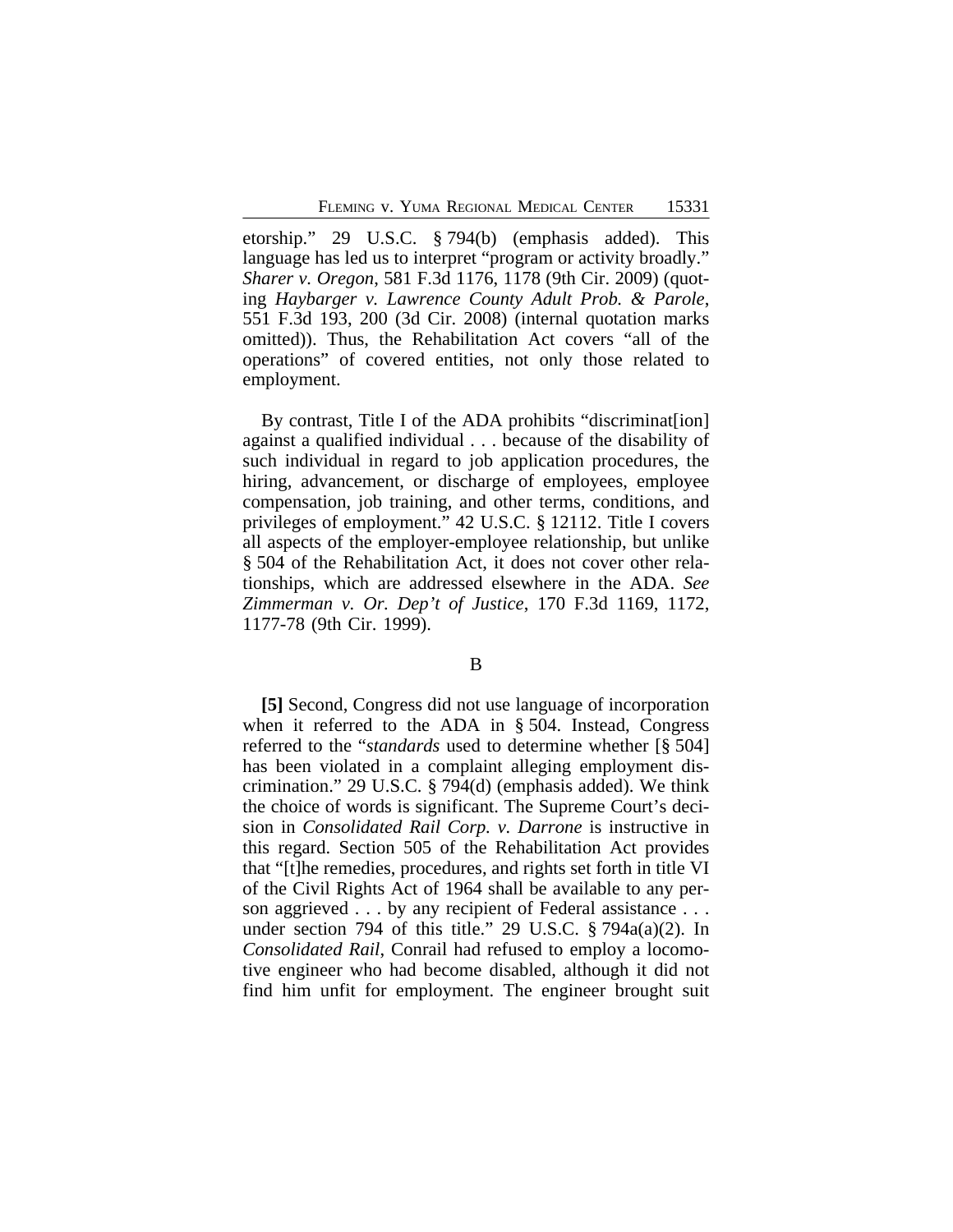etorship." 29 U.S.C. § 794(b) (emphasis added). This language has led us to interpret "program or activity broadly." *Sharer v. Oregon*, 581 F.3d 1176, 1178 (9th Cir. 2009) (quoting *Haybarger v. Lawrence County Adult Prob. & Parole*, 551 F.3d 193, 200 (3d Cir. 2008) (internal quotation marks omitted)). Thus, the Rehabilitation Act covers "all of the operations" of covered entities, not only those related to employment.

By contrast, Title I of the ADA prohibits "discriminat[ion] against a qualified individual . . . because of the disability of such individual in regard to job application procedures, the hiring, advancement, or discharge of employees, employee compensation, job training, and other terms, conditions, and privileges of employment." 42 U.S.C. § 12112. Title I covers all aspects of the employer-employee relationship, but unlike § 504 of the Rehabilitation Act, it does not cover other relationships, which are addressed elsewhere in the ADA. *See Zimmerman v. Or. Dep't of Justice*, 170 F.3d 1169, 1172, 1177-78 (9th Cir. 1999).

### B

**[5]** Second, Congress did not use language of incorporation when it referred to the ADA in § 504. Instead, Congress referred to the "*standards* used to determine whether [§ 504] has been violated in a complaint alleging employment discrimination." 29 U.S.C. § 794(d) (emphasis added). We think the choice of words is significant. The Supreme Court's decision in *Consolidated Rail Corp. v. Darrone* is instructive in this regard. Section 505 of the Rehabilitation Act provides that "[t]he remedies, procedures, and rights set forth in title VI of the Civil Rights Act of 1964 shall be available to any person aggrieved . . . by any recipient of Federal assistance . . . under section 794 of this title." 29 U.S.C. § 794a(a)(2). In *Consolidated Rail*, Conrail had refused to employ a locomotive engineer who had become disabled, although it did not find him unfit for employment. The engineer brought suit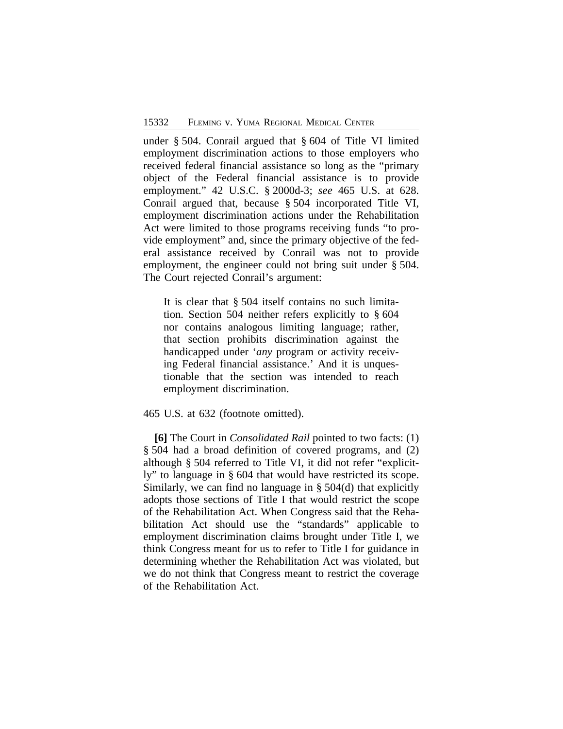under § 504. Conrail argued that § 604 of Title VI limited employment discrimination actions to those employers who received federal financial assistance so long as the "primary object of the Federal financial assistance is to provide employment." 42 U.S.C. § 2000d-3; *see* 465 U.S. at 628. Conrail argued that, because § 504 incorporated Title VI, employment discrimination actions under the Rehabilitation Act were limited to those programs receiving funds "to provide employment" and, since the primary objective of the federal assistance received by Conrail was not to provide employment, the engineer could not bring suit under § 504. The Court rejected Conrail's argument:

> It is clear that § 504 itself contains no such limitation. Section 504 neither refers explicitly to § 604 nor contains analogous limiting language; rather, that section prohibits discrimination against the handicapped under '*any* program or activity receiving Federal financial assistance.' And it is unquestionable that the section was intended to reach employment discrimination.

465 U.S. at 632 (footnote omitted).

**[6]** The Court in *Consolidated Rail* pointed to two facts: (1) § 504 had a broad definition of covered programs, and (2) although § 504 referred to Title VI, it did not refer "explicitly" to language in § 604 that would have restricted its scope. Similarly, we can find no language in § 504(d) that explicitly adopts those sections of Title I that would restrict the scope of the Rehabilitation Act. When Congress said that the Rehabilitation Act should use the "standards" applicable to employment discrimination claims brought under Title I, we think Congress meant for us to refer to Title I for guidance in determining whether the Rehabilitation Act was violated, but we do not think that Congress meant to restrict the coverage of the Rehabilitation Act.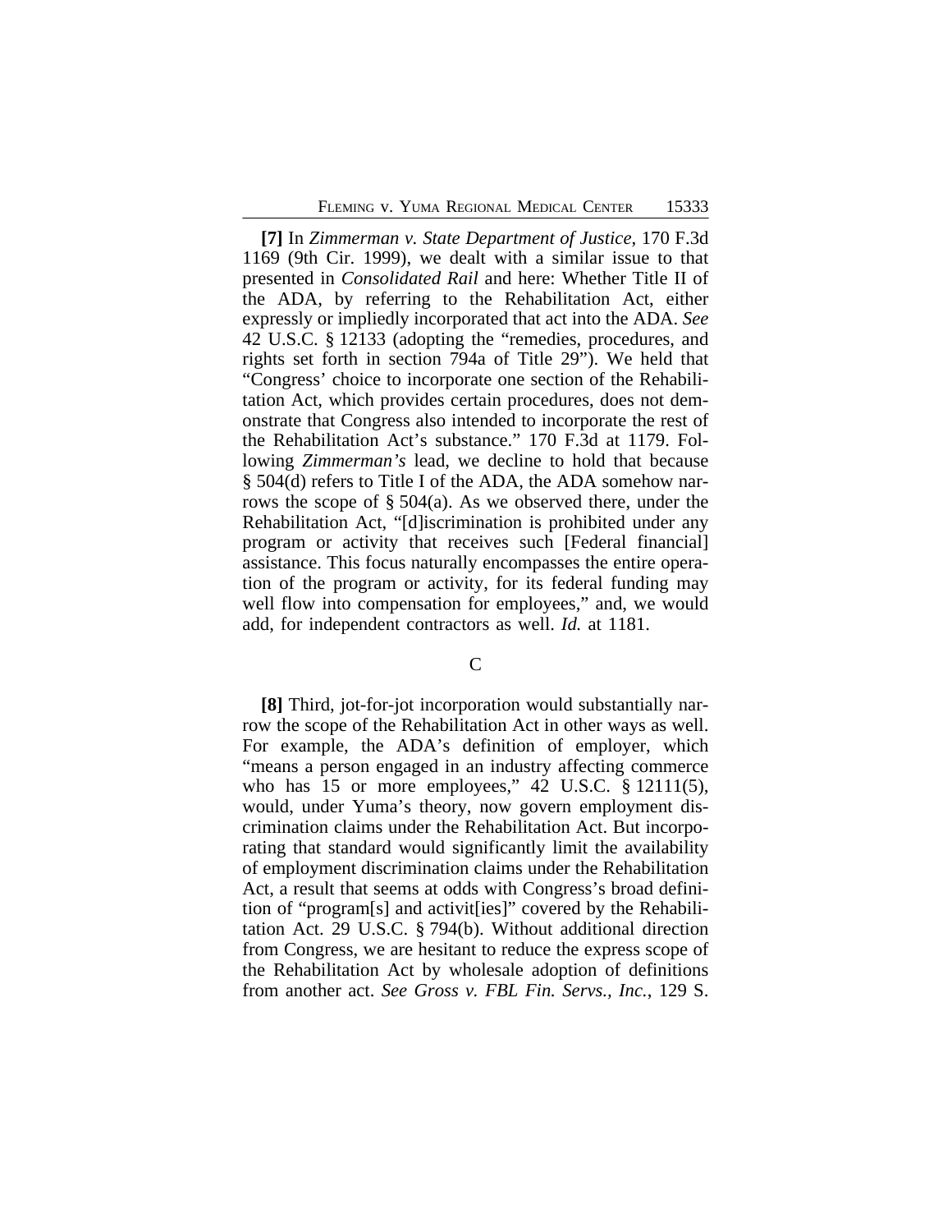**[7]** In *Zimmerman v. State Department of Justice*, 170 F.3d 1169 (9th Cir. 1999), we dealt with a similar issue to that presented in *Consolidated Rail* and here: Whether Title II of the ADA, by referring to the Rehabilitation Act, either expressly or impliedly incorporated that act into the ADA. *See* 42 U.S.C. § 12133 (adopting the "remedies, procedures, and rights set forth in section 794a of Title 29"). We held that "Congress' choice to incorporate one section of the Rehabilitation Act, which provides certain procedures, does not demonstrate that Congress also intended to incorporate the rest of the Rehabilitation Act's substance." 170 F.3d at 1179. Following *Zimmerman's* lead, we decline to hold that because § 504(d) refers to Title I of the ADA, the ADA somehow narrows the scope of § 504(a). As we observed there, under the Rehabilitation Act, "[d]iscrimination is prohibited under any program or activity that receives such [Federal financial] assistance. This focus naturally encompasses the entire operation of the program or activity, for its federal funding may well flow into compensation for employees," and, we would add, for independent contractors as well. *Id.* at 1181.

C

**[8]** Third, jot-for-jot incorporation would substantially narrow the scope of the Rehabilitation Act in other ways as well. For example, the ADA's definition of employer, which "means a person engaged in an industry affecting commerce who has 15 or more employees," 42 U.S.C. § 12111(5), would, under Yuma's theory, now govern employment discrimination claims under the Rehabilitation Act. But incorporating that standard would significantly limit the availability of employment discrimination claims under the Rehabilitation Act, a result that seems at odds with Congress's broad definition of "program[s] and activit[ies]" covered by the Rehabilitation Act. 29 U.S.C. § 794(b). Without additional direction from Congress, we are hesitant to reduce the express scope of the Rehabilitation Act by wholesale adoption of definitions from another act. *See Gross v. FBL Fin. Servs., Inc.*, 129 S.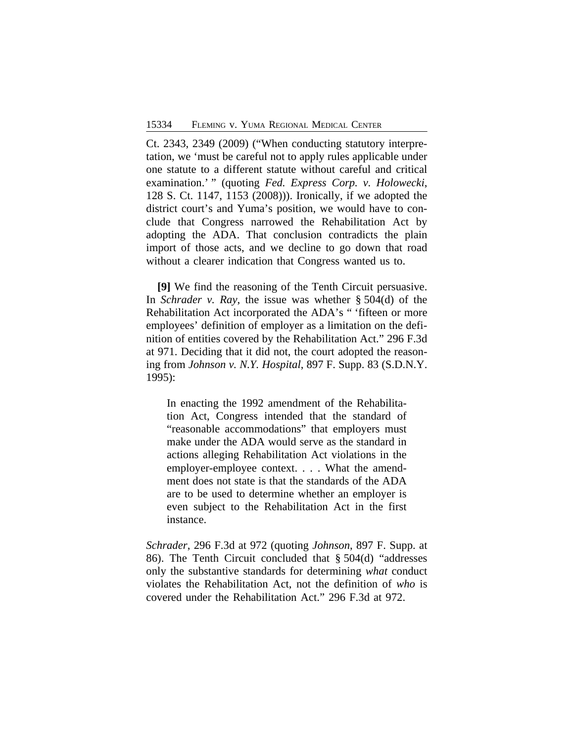Ct. 2343, 2349 (2009) ("When conducting statutory interpretation, we 'must be careful not to apply rules applicable under one statute to a different statute without careful and critical examination.' " (quoting *Fed. Express Corp. v. Holowecki*, 128 S. Ct. 1147, 1153 (2008))). Ironically, if we adopted the district court's and Yuma's position, we would have to conclude that Congress narrowed the Rehabilitation Act by adopting the ADA. That conclusion contradicts the plain import of those acts, and we decline to go down that road without a clearer indication that Congress wanted us to.

**[9]** We find the reasoning of the Tenth Circuit persuasive. In *Schrader v. Ray*, the issue was whether § 504(d) of the Rehabilitation Act incorporated the ADA's " 'fifteen or more employees' definition of employer as a limitation on the definition of entities covered by the Rehabilitation Act." 296 F.3d at 971. Deciding that it did not, the court adopted the reasoning from *Johnson v. N.Y. Hospital*, 897 F. Supp. 83 (S.D.N.Y. 1995):

> In enacting the 1992 amendment of the Rehabilitation Act, Congress intended that the standard of "reasonable accommodations" that employers must make under the ADA would serve as the standard in actions alleging Rehabilitation Act violations in the employer-employee context. . . . What the amendment does not state is that the standards of the ADA are to be used to determine whether an employer is even subject to the Rehabilitation Act in the first instance.

*Schrader*, 296 F.3d at 972 (quoting *Johnson*, 897 F. Supp. at 86). The Tenth Circuit concluded that § 504(d) "addresses only the substantive standards for determining *what* conduct violates the Rehabilitation Act, not the definition of *who* is covered under the Rehabilitation Act." 296 F.3d at 972.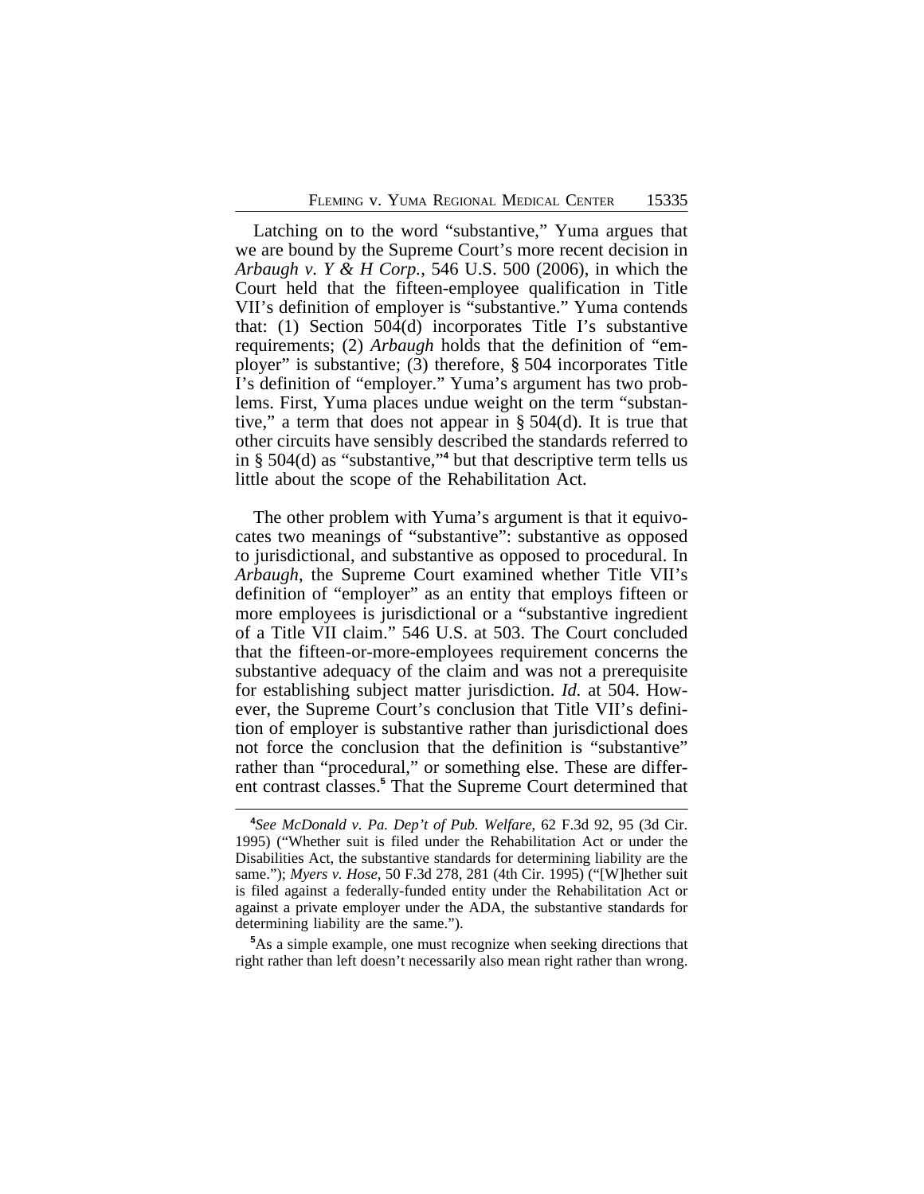Latching on to the word "substantive," Yuma argues that we are bound by the Supreme Court's more recent decision in *Arbaugh v. Y & H Corp.*, 546 U.S. 500 (2006), in which the Court held that the fifteen-employee qualification in Title VII's definition of employer is "substantive." Yuma contends that: (1) Section 504(d) incorporates Title I's substantive requirements; (2) *Arbaugh* holds that the definition of "employer" is substantive; (3) therefore, § 504 incorporates Title I's definition of "employer." Yuma's argument has two problems. First, Yuma places undue weight on the term "substantive," a term that does not appear in § 504(d). It is true that other circuits have sensibly described the standards referred to in § 504(d) as "substantive,"[4] but that descriptive term tells us little about the scope of the Rehabilitation Act.

The other problem with Yuma's argument is that it equivocates two meanings of "substantive": substantive as opposed to jurisdictional, and substantive as opposed to procedural. In *Arbaugh*, the Supreme Court examined whether Title VII's definition of "employer" as an entity that employs fifteen or more employees is jurisdictional or a "substantive ingredient of a Title VII claim." 546 U.S. at 503. The Court concluded that the fifteen-or-more-employees requirement concerns the substantive adequacy of the claim and was not a prerequisite for establishing subject matter jurisdiction. *Id.* at 504. However, the Supreme Court's conclusion that Title VII's definition of employer is substantive rather than jurisdictional does not force the conclusion that the definition is "substantive" rather than "procedural," or something else. These are different contrast classes.[5] That the Supreme Court determined that

---

[4]*See McDonald v. Pa. Dep't of Pub. Welfare*, 62 F.3d 92, 95 (3d Cir. 1995) ("Whether suit is filed under the Rehabilitation Act or under the Disabilities Act, the substantive standards for determining liability are the same."); *Myers v. Hose*, 50 F.3d 278, 281 (4th Cir. 1995) ("[W]hether suit is filed against a federally-funded entity under the Rehabilitation Act or against a private employer under the ADA, the substantive standards for determining liability are the same.").

[5]As a simple example, one must recognize when seeking directions that right rather than left doesn't necessarily also mean right rather than wrong.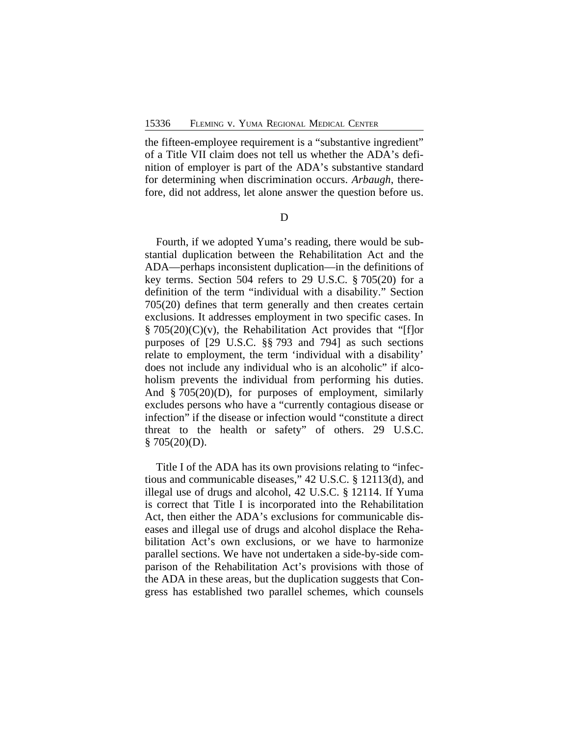the fifteen-employee requirement is a "substantive ingredient" of a Title VII claim does not tell us whether the ADA's definition of employer is part of the ADA's substantive standard for determining when discrimination occurs. *Arbaugh*, therefore, did not address, let alone answer the question before us.

D

Fourth, if we adopted Yuma's reading, there would be substantial duplication between the Rehabilitation Act and the ADA—perhaps inconsistent duplication—in the definitions of key terms. Section 504 refers to 29 U.S.C. § 705(20) for a definition of the term "individual with a disability." Section 705(20) defines that term generally and then creates certain exclusions. It addresses employment in two specific cases. In § 705(20)(C)(v), the Rehabilitation Act provides that "[f]or purposes of [29 U.S.C. §§ 793 and 794] as such sections relate to employment, the term 'individual with a disability' does not include any individual who is an alcoholic" if alcoholism prevents the individual from performing his duties. And § 705(20)(D), for purposes of employment, similarly excludes persons who have a "currently contagious disease or infection" if the disease or infection would "constitute a direct threat to the health or safety" of others. 29 U.S.C. § 705(20)(D).

Title I of the ADA has its own provisions relating to "infectious and communicable diseases," 42 U.S.C. § 12113(d), and illegal use of drugs and alcohol, 42 U.S.C. § 12114. If Yuma is correct that Title I is incorporated into the Rehabilitation Act, then either the ADA's exclusions for communicable diseases and illegal use of drugs and alcohol displace the Rehabilitation Act's own exclusions, or we have to harmonize parallel sections. We have not undertaken a side-by-side comparison of the Rehabilitation Act's provisions with those of the ADA in these areas, but the duplication suggests that Congress has established two parallel schemes, which counsels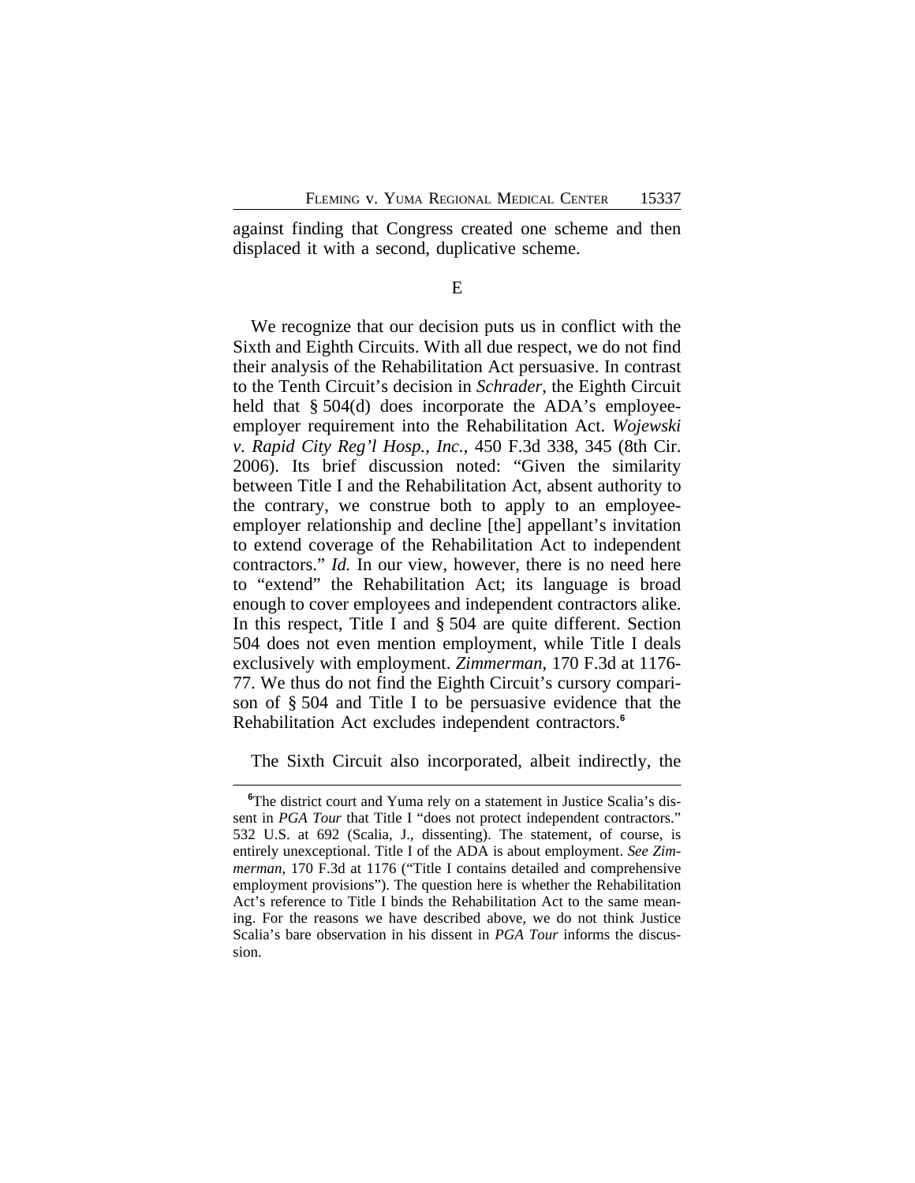against finding that Congress created one scheme and then displaced it with a second, duplicative scheme.

E

We recognize that our decision puts us in conflict with the Sixth and Eighth Circuits. With all due respect, we do not find their analysis of the Rehabilitation Act persuasive. In contrast to the Tenth Circuit's decision in *Schrader*, the Eighth Circuit held that § 504(d) does incorporate the ADA's employee-employer requirement into the Rehabilitation Act. *Wojewski v. Rapid City Reg'l Hosp., Inc.*, 450 F.3d 338, 345 (8th Cir. 2006). Its brief discussion noted: "Given the similarity between Title I and the Rehabilitation Act, absent authority to the contrary, we construe both to apply to an employee-employer relationship and decline [the] appellant's invitation to extend coverage of the Rehabilitation Act to independent contractors." *Id.* In our view, however, there is no need here to "extend" the Rehabilitation Act; its language is broad enough to cover employees and independent contractors alike. In this respect, Title I and § 504 are quite different. Section 504 does not even mention employment, while Title I deals exclusively with employment. *Zimmerman*, 170 F.3d at 1176-77. We thus do not find the Eighth Circuit's cursory comparison of § 504 and Title I to be persuasive evidence that the Rehabilitation Act excludes independent contractors.[6]

The Sixth Circuit also incorporated, albeit indirectly, the

[6]The district court and Yuma rely on a statement in Justice Scalia's dissent in *PGA Tour* that Title I "does not protect independent contractors." 532 U.S. at 692 (Scalia, J., dissenting). The statement, of course, is entirely unexceptional. Title I of the ADA is about employment. *See Zimmerman*, 170 F.3d at 1176 ("Title I contains detailed and comprehensive employment provisions"). The question here is whether the Rehabilitation Act's reference to Title I binds the Rehabilitation Act to the same meaning. For the reasons we have described above, we do not think Justice Scalia's bare observation in his dissent in *PGA Tour* informs the discussion.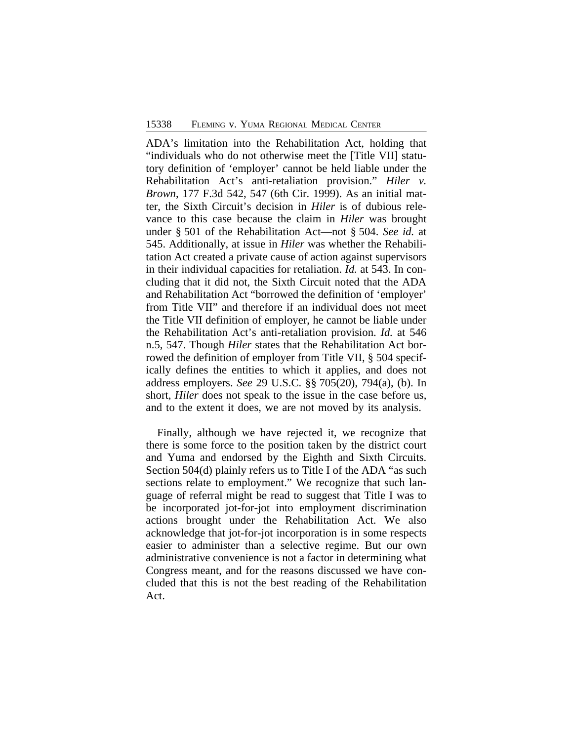ADA's limitation into the Rehabilitation Act, holding that "individuals who do not otherwise meet the [Title VII] statutory definition of 'employer' cannot be held liable under the Rehabilitation Act's anti-retaliation provision." *Hiler v. Brown*, 177 F.3d 542, 547 (6th Cir. 1999). As an initial matter, the Sixth Circuit's decision in *Hiler* is of dubious relevance to this case because the claim in *Hiler* was brought under § 501 of the Rehabilitation Act—not § 504. *See id.* at 545. Additionally, at issue in *Hiler* was whether the Rehabilitation Act created a private cause of action against supervisors in their individual capacities for retaliation. *Id.* at 543. In concluding that it did not, the Sixth Circuit noted that the ADA and Rehabilitation Act "borrowed the definition of 'employer' from Title VII" and therefore if an individual does not meet the Title VII definition of employer, he cannot be liable under the Rehabilitation Act's anti-retaliation provision. *Id.* at 546 n.5, 547. Though *Hiler* states that the Rehabilitation Act borrowed the definition of employer from Title VII, § 504 specifically defines the entities to which it applies, and does not address employers. *See* 29 U.S.C. §§ 705(20), 794(a), (b). In short, *Hiler* does not speak to the issue in the case before us, and to the extent it does, we are not moved by its analysis.

Finally, although we have rejected it, we recognize that there is some force to the position taken by the district court and Yuma and endorsed by the Eighth and Sixth Circuits. Section 504(d) plainly refers us to Title I of the ADA "as such sections relate to employment." We recognize that such language of referral might be read to suggest that Title I was to be incorporated jot-for-jot into employment discrimination actions brought under the Rehabilitation Act. We also acknowledge that jot-for-jot incorporation is in some respects easier to administer than a selective regime. But our own administrative convenience is not a factor in determining what Congress meant, and for the reasons discussed we have concluded that this is not the best reading of the Rehabilitation Act.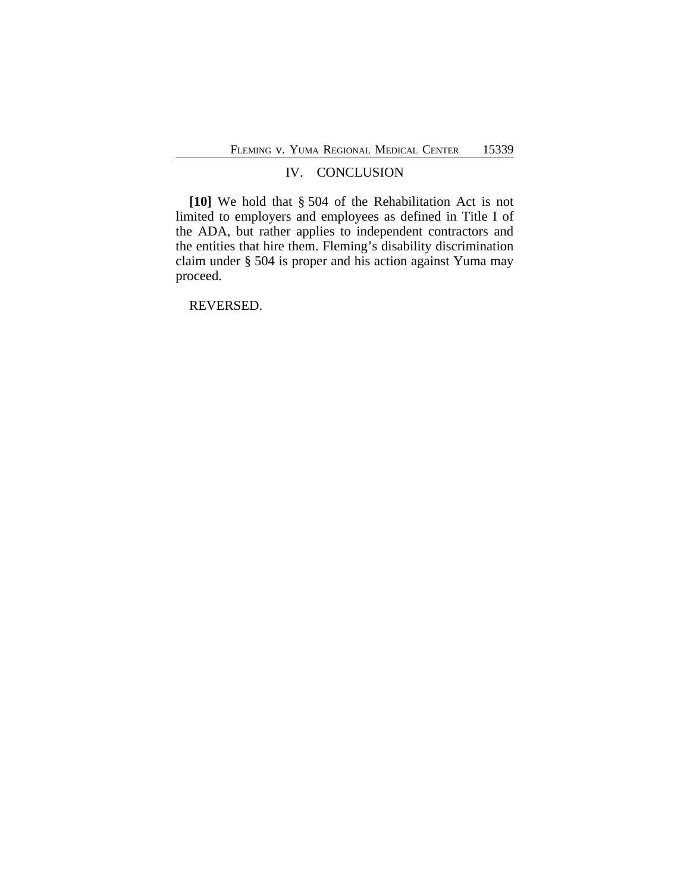## IV. CONCLUSION

**[10]** We hold that § 504 of the Rehabilitation Act is not limited to employers and employees as defined in Title I of the ADA, but rather applies to independent contractors and the entities that hire them. Fleming's disability discrimination claim under § 504 is proper and his action against Yuma may proceed.

REVERSED.